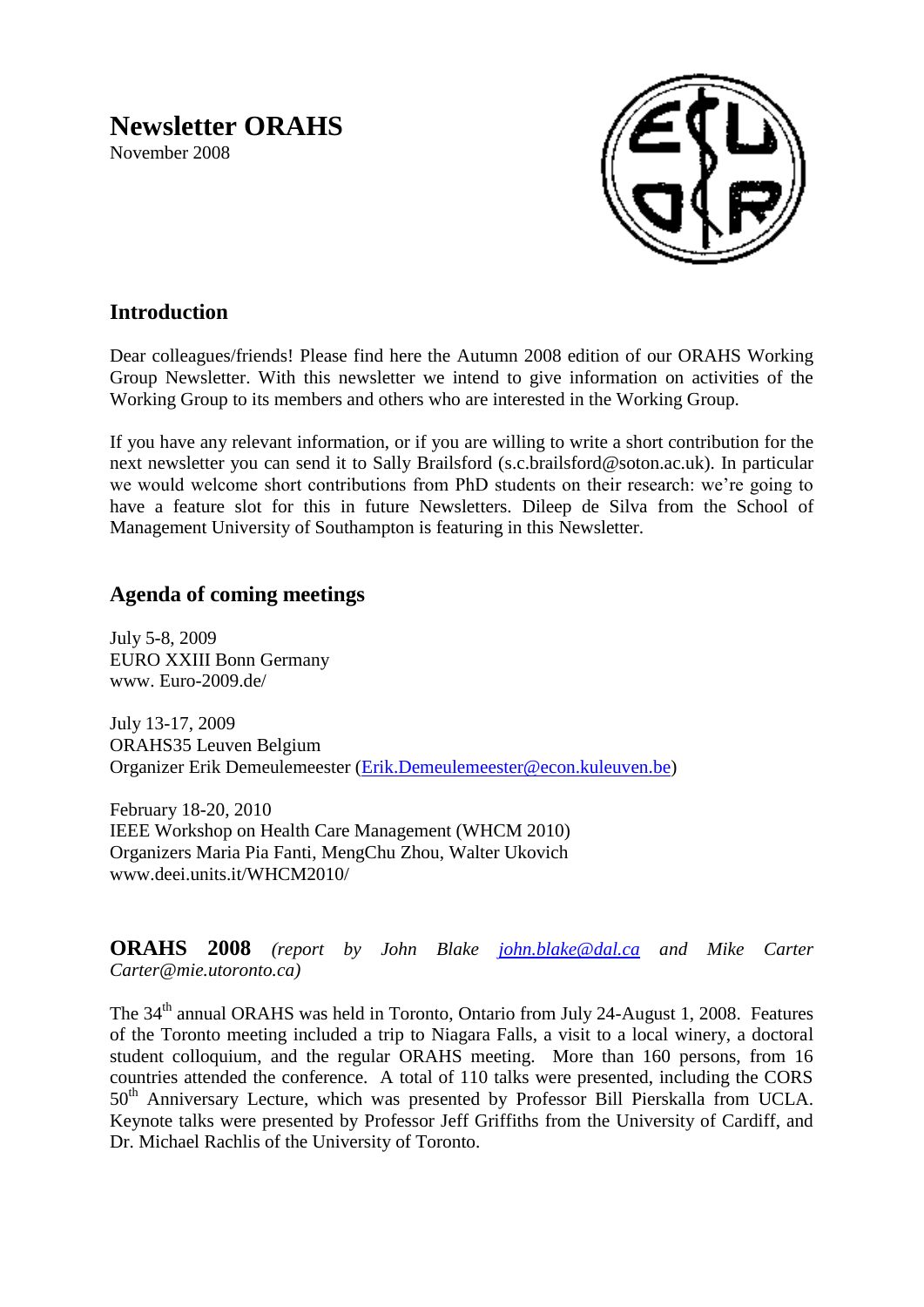# Newsletter ORAHS

November 2008

## Introduction

Dear colleagues/friends! Please find here the Autumn 2008 edition of our ORAHS Working Group Newsletter. With this newsletter we intend to give information on activities of the Working Group to its members and others who are interested in the Working Group.

If you have any relevant information, or if you are willing to write a short contribution for the next newsletter you can send it to Sally Brailsford (s.c.brailsford@soton.ac.uk). In particular we would welcome short contributions from PhD students on their research: we're going to have a feature slot for this in future Newsletters. Dileep de Silva from the School of Management University of Southampton is featuring in this Newsletter.

## Agenda of coming meetings

July 5-8, 2009
EURO XXIII Bonn Germany
www. Euro-2009.de/

July 13-17, 2009
ORAHS35 Leuven Belgium
Organizer Erik Demeulemeester (Erik.Demeulemeester@econ.kuleuven.be)

February 18-20, 2010
IEEE Workshop on Health Care Management (WHCM 2010)
Organizers Maria Pia Fanti, MengChu Zhou, Walter Ukovich
www.deei.units.it/WHCM2010/

**ORAHS 2008** *(report by John Blake john.blake@dal.ca and Mike Carter Carter@mie.utoronto.ca)*

The 34th annual ORAHS was held in Toronto, Ontario from July 24-August 1, 2008. Features of the Toronto meeting included a trip to Niagara Falls, a visit to a local winery, a doctoral student colloquium, and the regular ORAHS meeting. More than 160 persons, from 16 countries attended the conference. A total of 110 talks were presented, including the CORS 50th Anniversary Lecture, which was presented by Professor Bill Pierskalla from UCLA. Keynote talks were presented by Professor Jeff Griffiths from the University of Cardiff, and Dr. Michael Rachlis of the University of Toronto.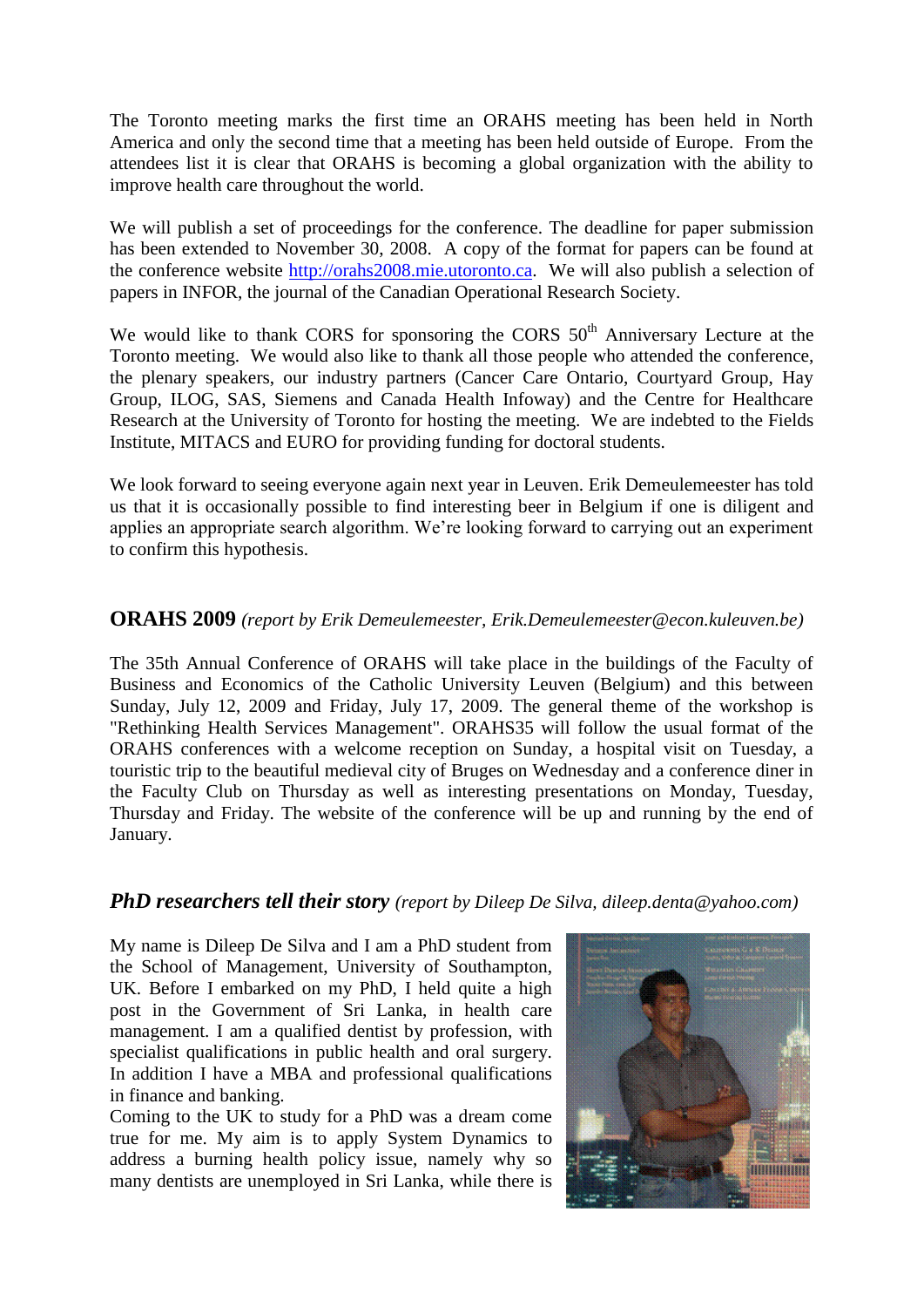The Toronto meeting marks the first time an ORAHS meeting has been held in North America and only the second time that a meeting has been held outside of Europe. From the attendees list it is clear that ORAHS is becoming a global organization with the ability to improve health care throughout the world.

We will publish a set of proceedings for the conference. The deadline for paper submission has been extended to November 30, 2008. A copy of the format for papers can be found at the conference website http://orahs2008.mie.utoronto.ca. We will also publish a selection of papers in INFOR, the journal of the Canadian Operational Research Society.

We would like to thank CORS for sponsoring the CORS 50th Anniversary Lecture at the Toronto meeting. We would also like to thank all those people who attended the conference, the plenary speakers, our industry partners (Cancer Care Ontario, Courtyard Group, Hay Group, ILOG, SAS, Siemens and Canada Health Infoway) and the Centre for Healthcare Research at the University of Toronto for hosting the meeting. We are indebted to the Fields Institute, MITACS and EURO for providing funding for doctoral students.

We look forward to seeing everyone again next year in Leuven. Erik Demeulemeester has told us that it is occasionally possible to find interesting beer in Belgium if one is diligent and applies an appropriate search algorithm. We're looking forward to carrying out an experiment to confirm this hypothesis.

## ORAHS 2009 *(report by Erik Demeulemeester, Erik.Demeulemeester@econ.kuleuven.be)*

The 35th Annual Conference of ORAHS will take place in the buildings of the Faculty of Business and Economics of the Catholic University Leuven (Belgium) and this between Sunday, July 12, 2009 and Friday, July 17, 2009. The general theme of the workshop is "Rethinking Health Services Management". ORAHS35 will follow the usual format of the ORAHS conferences with a welcome reception on Sunday, a hospital visit on Tuesday, a touristic trip to the beautiful medieval city of Bruges on Wednesday and a conference diner in the Faculty Club on Thursday as well as interesting presentations on Monday, Tuesday, Thursday and Friday. The website of the conference will be up and running by the end of January.

## *PhD researchers tell their story* *(report by Dileep De Silva, dileep.denta@yahoo.com)*

My name is Dileep De Silva and I am a PhD student from the School of Management, University of Southampton, UK. Before I embarked on my PhD, I held quite a high post in the Government of Sri Lanka, in health care management. I am a qualified dentist by profession, with specialist qualifications in public health and oral surgery. In addition I have a MBA and professional qualifications in finance and banking.

Coming to the UK to study for a PhD was a dream come true for me. My aim is to apply System Dynamics to address a burning health policy issue, namely why so many dentists are unemployed in Sri Lanka, while there is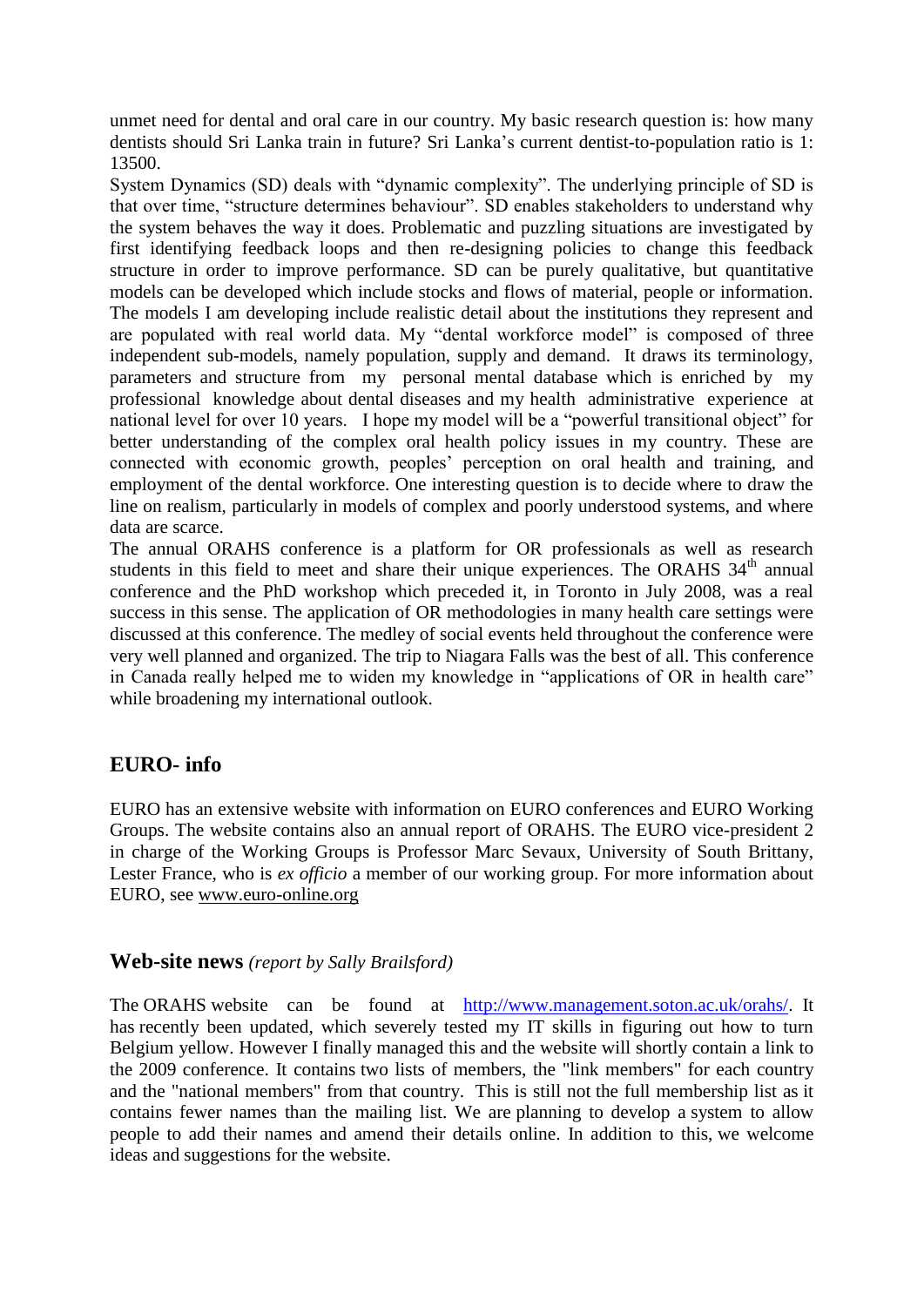unmet need for dental and oral care in our country. My basic research question is: how many dentists should Sri Lanka train in future? Sri Lanka's current dentist-to-population ratio is 1: 13500.

System Dynamics (SD) deals with "dynamic complexity". The underlying principle of SD is that over time, "structure determines behaviour". SD enables stakeholders to understand why the system behaves the way it does. Problematic and puzzling situations are investigated by first identifying feedback loops and then re-designing policies to change this feedback structure in order to improve performance. SD can be purely qualitative, but quantitative models can be developed which include stocks and flows of material, people or information. The models I am developing include realistic detail about the institutions they represent and are populated with real world data. My "dental workforce model" is composed of three independent sub-models, namely population, supply and demand. It draws its terminology, parameters and structure from my personal mental database which is enriched by my professional knowledge about dental diseases and my health administrative experience at national level for over 10 years. I hope my model will be a "powerful transitional object" for better understanding of the complex oral health policy issues in my country. These are connected with economic growth, peoples' perception on oral health and training, and employment of the dental workforce. One interesting question is to decide where to draw the line on realism, particularly in models of complex and poorly understood systems, and where data are scarce.

The annual ORAHS conference is a platform for OR professionals as well as research students in this field to meet and share their unique experiences. The ORAHS 34th annual conference and the PhD workshop which preceded it, in Toronto in July 2008, was a real success in this sense. The application of OR methodologies in many health care settings were discussed at this conference. The medley of social events held throughout the conference were very well planned and organized. The trip to Niagara Falls was the best of all. This conference in Canada really helped me to widen my knowledge in "applications of OR in health care" while broadening my international outlook.

## EURO- info

EURO has an extensive website with information on EURO conferences and EURO Working Groups. The website contains also an annual report of ORAHS. The EURO vice-president 2 in charge of the Working Groups is Professor Marc Sevaux, University of South Brittany, Lester France, who is *ex officio* a member of our working group. For more information about EURO, see www.euro-online.org

## Web-site news *(report by Sally Brailsford)*

The ORAHS website can be found at http://www.management.soton.ac.uk/orahs/. It has recently been updated, which severely tested my IT skills in figuring out how to turn Belgium yellow. However I finally managed this and the website will shortly contain a link to the 2009 conference. It contains two lists of members, the "link members" for each country and the "national members" from that country. This is still not the full membership list as it contains fewer names than the mailing list. We are planning to develop a system to allow people to add their names and amend their details online. In addition to this, we welcome ideas and suggestions for the website.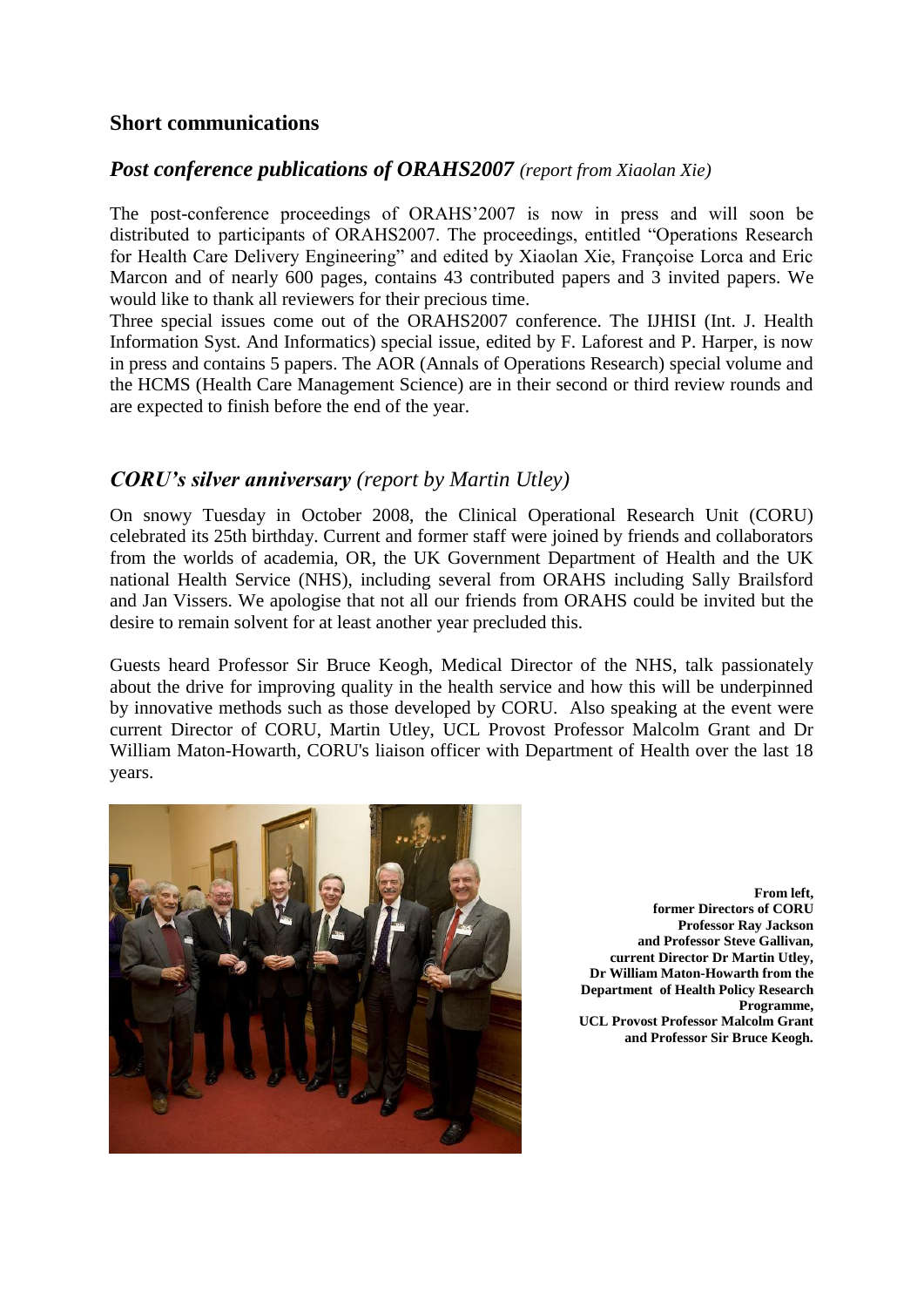## Short communications

### *Post conference publications of ORAHS2007* *(report from Xiaolan Xie)*

The post-conference proceedings of ORAHS'2007 is now in press and will soon be distributed to participants of ORAHS2007. The proceedings, entitled "Operations Research for Health Care Delivery Engineering" and edited by Xiaolan Xie, Françoise Lorca and Eric Marcon and of nearly 600 pages, contains 43 contributed papers and 3 invited papers. We would like to thank all reviewers for their precious time.

Three special issues come out of the ORAHS2007 conference. The IJHISI (Int. J. Health Information Syst. And Informatics) special issue, edited by F. Laforest and P. Harper, is now in press and contains 5 papers. The AOR (Annals of Operations Research) special volume and the HCMS (Health Care Management Science) are in their second or third review rounds and are expected to finish before the end of the year.

### *CORU's silver anniversary* *(report by Martin Utley)*

On snowy Tuesday in October 2008, the Clinical Operational Research Unit (CORU) celebrated its 25th birthday. Current and former staff were joined by friends and collaborators from the worlds of academia, OR, the UK Government Department of Health and the UK national Health Service (NHS), including several from ORAHS including Sally Brailsford and Jan Vissers. We apologise that not all our friends from ORAHS could be invited but the desire to remain solvent for at least another year precluded this.

Guests heard Professor Sir Bruce Keogh, Medical Director of the NHS, talk passionately about the drive for improving quality in the health service and how this will be underpinned by innovative methods such as those developed by CORU. Also speaking at the event were current Director of CORU, Martin Utley, UCL Provost Professor Malcolm Grant and Dr William Maton-Howarth, CORU's liaison officer with Department of Health over the last 18 years.

**From left, former Directors of CORU Professor Ray Jackson and Professor Steve Gallivan, current Director Dr Martin Utley, Dr William Maton-Howarth from the Department of Health Policy Research Programme, UCL Provost Professor Malcolm Grant and Professor Sir Bruce Keogh.**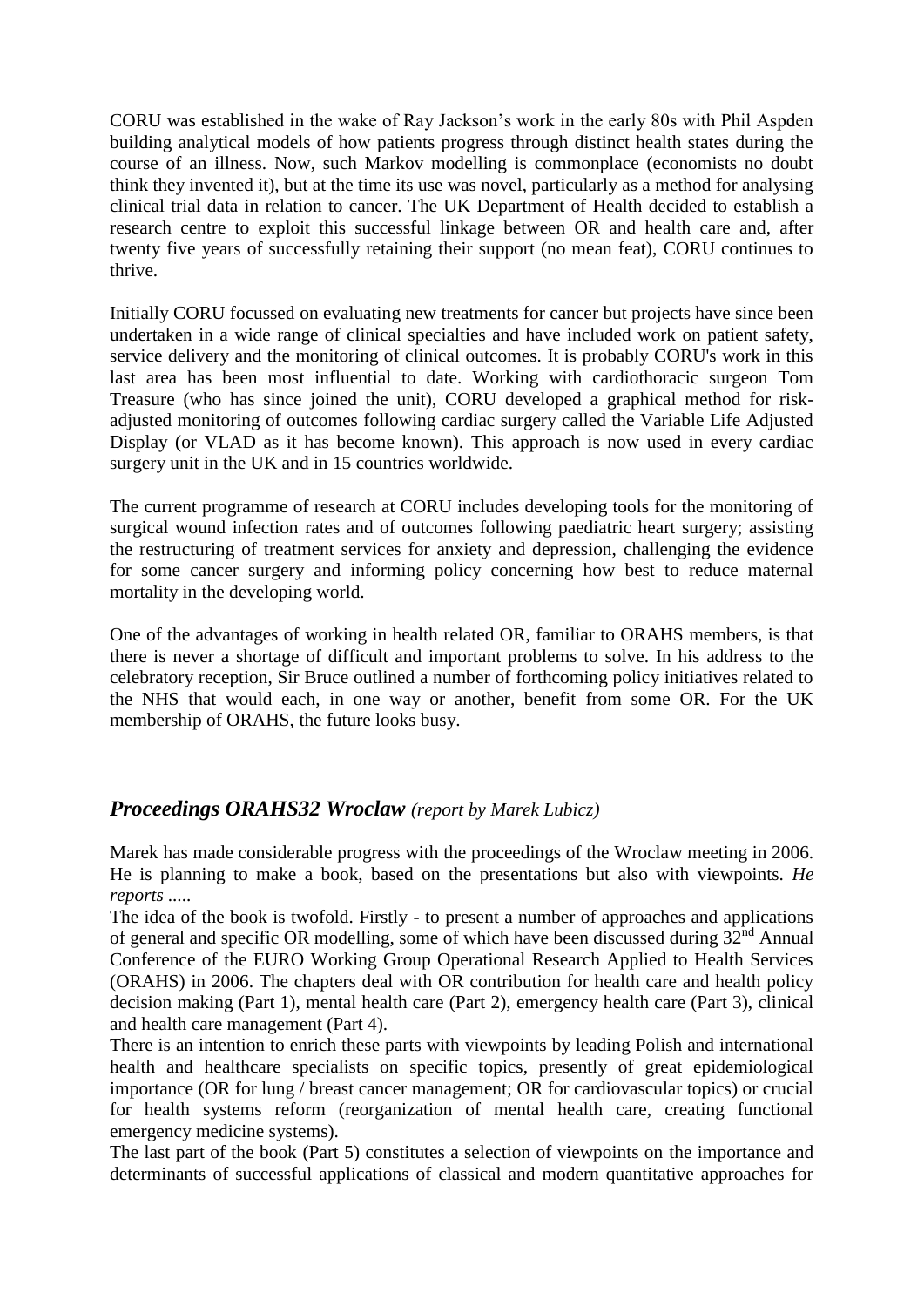CORU was established in the wake of Ray Jackson's work in the early 80s with Phil Aspden building analytical models of how patients progress through distinct health states during the course of an illness. Now, such Markov modelling is commonplace (economists no doubt think they invented it), but at the time its use was novel, particularly as a method for analysing clinical trial data in relation to cancer. The UK Department of Health decided to establish a research centre to exploit this successful linkage between OR and health care and, after twenty five years of successfully retaining their support (no mean feat), CORU continues to thrive.

Initially CORU focussed on evaluating new treatments for cancer but projects have since been undertaken in a wide range of clinical specialties and have included work on patient safety, service delivery and the monitoring of clinical outcomes. It is probably CORU's work in this last area has been most influential to date. Working with cardiothoracic surgeon Tom Treasure (who has since joined the unit), CORU developed a graphical method for risk-adjusted monitoring of outcomes following cardiac surgery called the Variable Life Adjusted Display (or VLAD as it has become known). This approach is now used in every cardiac surgery unit in the UK and in 15 countries worldwide.

The current programme of research at CORU includes developing tools for the monitoring of surgical wound infection rates and of outcomes following paediatric heart surgery; assisting the restructuring of treatment services for anxiety and depression, challenging the evidence for some cancer surgery and informing policy concerning how best to reduce maternal mortality in the developing world.

One of the advantages of working in health related OR, familiar to ORAHS members, is that there is never a shortage of difficult and important problems to solve. In his address to the celebratory reception, Sir Bruce outlined a number of forthcoming policy initiatives related to the NHS that would each, in one way or another, benefit from some OR. For the UK membership of ORAHS, the future looks busy.

## *Proceedings ORAHS32 Wroclaw* *(report by Marek Lubicz)*

Marek has made considerable progress with the proceedings of the Wroclaw meeting in 2006. He is planning to make a book, based on the presentations but also with viewpoints. *He reports .....*

The idea of the book is twofold. Firstly - to present a number of approaches and applications of general and specific OR modelling, some of which have been discussed during 32nd Annual Conference of the EURO Working Group Operational Research Applied to Health Services (ORAHS) in 2006. The chapters deal with OR contribution for health care and health policy decision making (Part 1), mental health care (Part 2), emergency health care (Part 3), clinical and health care management (Part 4).

There is an intention to enrich these parts with viewpoints by leading Polish and international health and healthcare specialists on specific topics, presently of great epidemiological importance (OR for lung / breast cancer management; OR for cardiovascular topics) or crucial for health systems reform (reorganization of mental health care, creating functional emergency medicine systems).

The last part of the book (Part 5) constitutes a selection of viewpoints on the importance and determinants of successful applications of classical and modern quantitative approaches for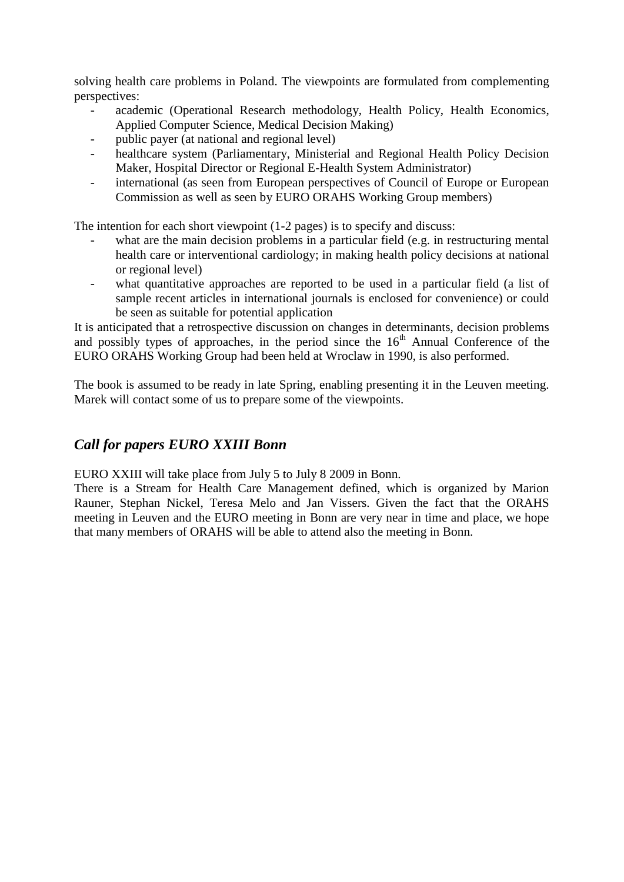solving health care problems in Poland. The viewpoints are formulated from complementing perspectives:

- academic (Operational Research methodology, Health Policy, Health Economics, Applied Computer Science, Medical Decision Making)
- public payer (at national and regional level)
- healthcare system (Parliamentary, Ministerial and Regional Health Policy Decision Maker, Hospital Director or Regional E-Health System Administrator)
- international (as seen from European perspectives of Council of Europe or European Commission as well as seen by EURO ORAHS Working Group members)

The intention for each short viewpoint (1-2 pages) is to specify and discuss:

- what are the main decision problems in a particular field (e.g. in restructuring mental health care or interventional cardiology; in making health policy decisions at national or regional level)
- what quantitative approaches are reported to be used in a particular field (a list of sample recent articles in international journals is enclosed for convenience) or could be seen as suitable for potential application

It is anticipated that a retrospective discussion on changes in determinants, decision problems and possibly types of approaches, in the period since the 16th Annual Conference of the EURO ORAHS Working Group had been held at Wroclaw in 1990, is also performed.

The book is assumed to be ready in late Spring, enabling presenting it in the Leuven meeting. Marek will contact some of us to prepare some of the viewpoints.

## *Call for papers EURO XXIII Bonn*

EURO XXIII will take place from July 5 to July 8 2009 in Bonn.
There is a Stream for Health Care Management defined, which is organized by Marion Rauner, Stephan Nickel, Teresa Melo and Jan Vissers. Given the fact that the ORAHS meeting in Leuven and the EURO meeting in Bonn are very near in time and place, we hope that many members of ORAHS will be able to attend also the meeting in Bonn.